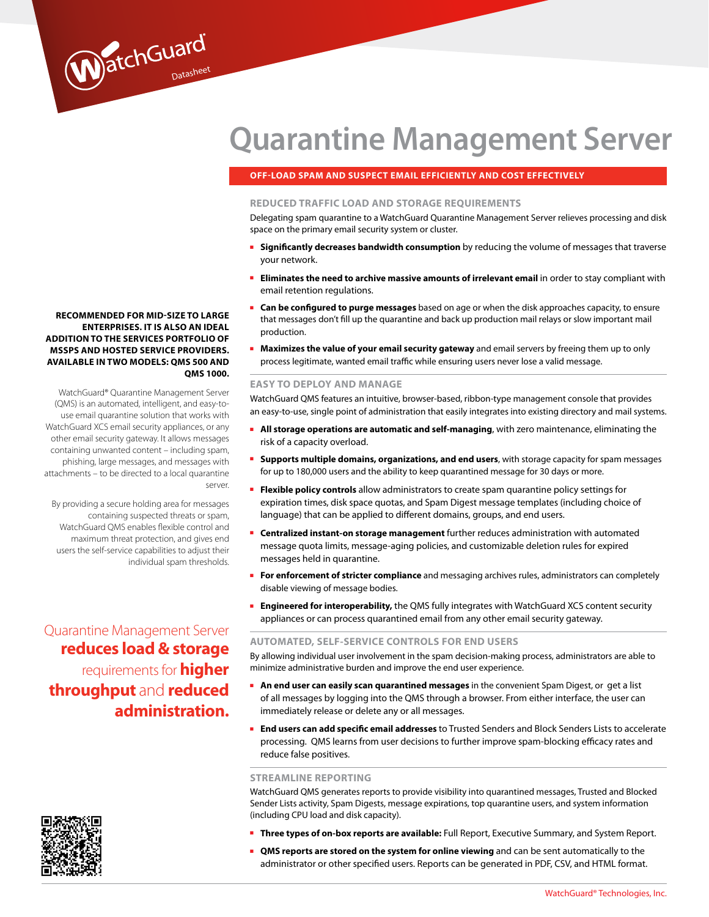# Quarantine Management Server

## OFF-LOAD SPAM AND SUSPECT EMAIL EFFICIENTLY AND COST EFFECTIVELY

**RECOMMENDED FOR MID-SIZE TO LARGE ENTERPRISES. IT IS ALSO AN IDEAL ADDITION TO THE SERVICES PORTFOLIO OF MSSPS AND HOSTED SERVICE PROVIDERS. AVAILABLE IN TWO MODELS: QMS 500 AND QMS 1000.**

WatchGuard® Quarantine Management Server (QMS) is an automated, intelligent, and easy-to-use email quarantine solution that works with WatchGuard XCS email security appliances, or any other email security gateway. It allows messages containing unwanted content – including spam, phishing, large messages, and messages with attachments – to be directed to a local quarantine server.

By providing a secure holding area for messages containing suspected threats or spam, WatchGuard QMS enables flexible control and maximum threat protection, and gives end users the self-service capabilities to adjust their individual spam thresholds.

Quarantine Management Server **reduces load & storage** requirements for **higher throughput** and **reduced administration.**

### REDUCED TRAFFIC LOAD AND STORAGE REQUIREMENTS

Delegating spam quarantine to a WatchGuard Quarantine Management Server relieves processing and disk space on the primary email security system or cluster.

- **Significantly decreases bandwidth consumption** by reducing the volume of messages that traverse your network.
- **Eliminates the need to archive massive amounts of irrelevant email** in order to stay compliant with email retention regulations.
- **Can be configured to purge messages** based on age or when the disk approaches capacity, to ensure that messages don't fill up the quarantine and back up production mail relays or slow important mail production.
- **Maximizes the value of your email security gateway** and email servers by freeing them up to only process legitimate, wanted email traffic while ensuring users never lose a valid message.

### EASY TO DEPLOY AND MANAGE

WatchGuard QMS features an intuitive, browser-based, ribbon-type management console that provides an easy-to-use, single point of administration that easily integrates into existing directory and mail systems.

- **All storage operations are automatic and self-managing**, with zero maintenance, eliminating the risk of a capacity overload.
- **Supports multiple domains, organizations, and end users**, with storage capacity for spam messages for up to 180,000 users and the ability to keep quarantined message for 30 days or more.
- **Flexible policy controls** allow administrators to create spam quarantine policy settings for expiration times, disk space quotas, and Spam Digest message templates (including choice of language) that can be applied to different domains, groups, and end users.
- **Centralized instant-on storage management** further reduces administration with automated message quota limits, message-aging policies, and customizable deletion rules for expired messages held in quarantine.
- **For enforcement of stricter compliance** and messaging archives rules, administrators can completely disable viewing of message bodies.
- **Engineered for interoperability,** the QMS fully integrates with WatchGuard XCS content security appliances or can process quarantined email from any other email security gateway.

### AUTOMATED, SELF-SERVICE CONTROLS FOR END USERS

By allowing individual user involvement in the spam decision-making process, administrators are able to minimize administrative burden and improve the end user experience.

- **An end user can easily scan quarantined messages** in the convenient Spam Digest, or get a list of all messages by logging into the QMS through a browser. From either interface, the user can immediately release or delete any or all messages.
- **End users can add specific email addresses** to Trusted Senders and Block Senders Lists to accelerate processing. QMS learns from user decisions to further improve spam-blocking efficacy rates and reduce false positives.

### STREAMLINE REPORTING

WatchGuard QMS generates reports to provide visibility into quarantined messages, Trusted and Blocked Sender Lists activity, Spam Digests, message expirations, top quarantine users, and system information (including CPU load and disk capacity).

- **Three types of on-box reports are available:** Full Report, Executive Summary, and System Report.
- **QMS reports are stored on the system for online viewing** and can be sent automatically to the administrator or other specified users. Reports can be generated in PDF, CSV, and HTML format.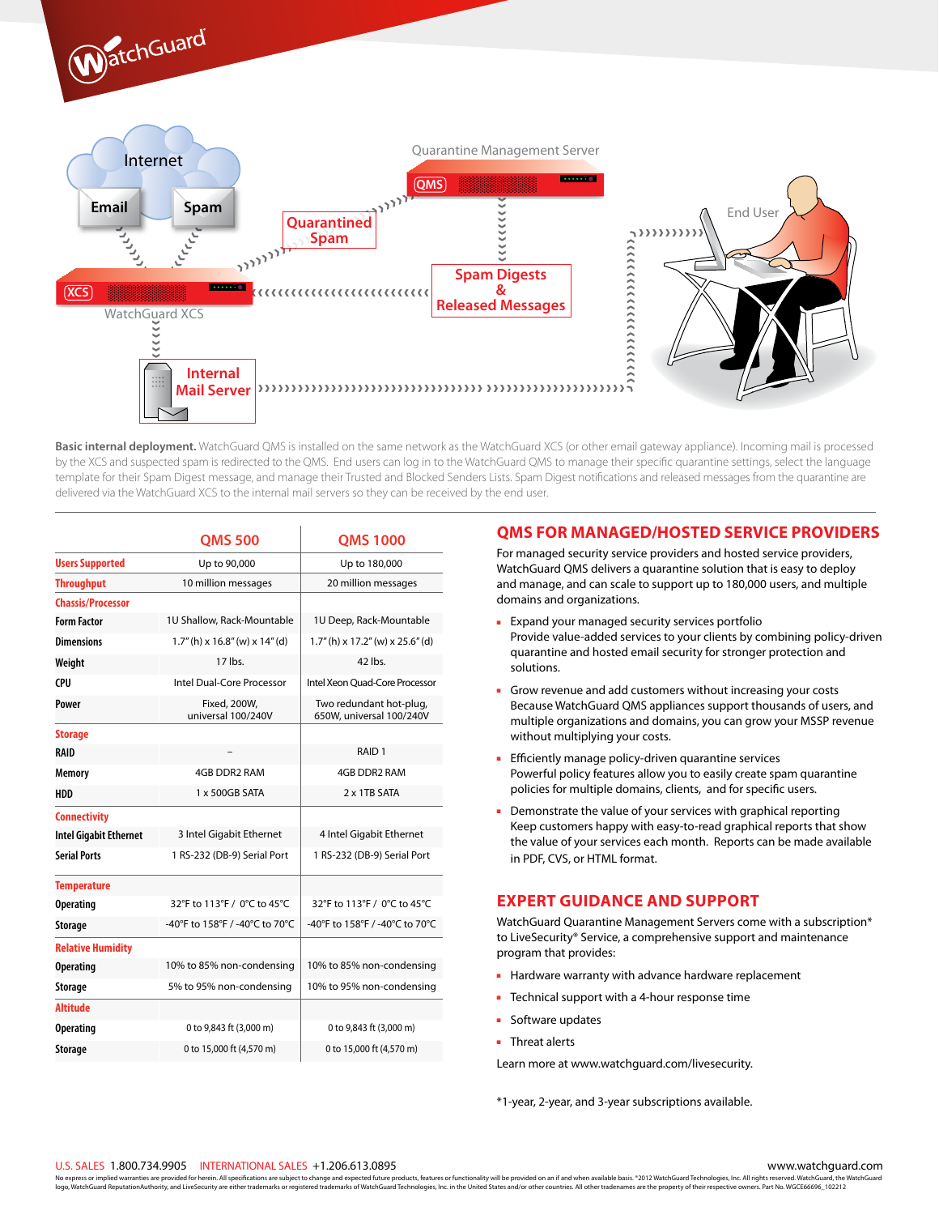Internet

Email

Spam

Quarantine Management Server

QMS

Quarantined Spam

Spam Digests & Released Messages

End User

XCS

WatchGuard XCS

Internal Mail Server

**Basic internal deployment.** WatchGuard QMS is installed on the same network as the WatchGuard XCS (or other email gateway appliance). Incoming mail is processed by the XCS and suspected spam is redirected to the QMS. End users can log in to the WatchGuard QMS to manage their specific quarantine settings, select the language template for their Spam Digest message, and manage their Trusted and Blocked Senders Lists. Spam Digest notifications and released messages from the quarantine are delivered via the WatchGuard XCS to the internal mail servers so they can be received by the end user.

| | QMS 500 | QMS 1000 |
|---|---|---|
| **Users Supported** | Up to 90,000 | Up to 180,000 |
| **Throughput** | 10 million messages | 20 million messages |
| **Chassis/Processor** | | |
| Form Factor | 1U Shallow, Rack-Mountable | 1U Deep, Rack-Mountable |
| Dimensions | 1.7" (h) x 16.8" (w) x 14" (d) | 1.7" (h) x 17.2" (w) x 25.6" (d) |
| Weight | 17 lbs. | 42 lbs. |
| CPU | Intel Dual-Core Processor | Intel Xeon Quad-Core Processor |
| Power | Fixed, 200W, universal 100/240V | Two redundant hot-plug, 650W, universal 100/240V |
| **Storage** | | |
| RAID | – | RAID 1 |
| Memory | 4GB DDR2 RAM | 4GB DDR2 RAM |
| HDD | 1 x 500GB SATA | 2 x 1TB SATA |
| **Connectivity** | | |
| Intel Gigabit Ethernet | 3 Intel Gigabit Ethernet | 4 Intel Gigabit Ethernet |
| Serial Ports | 1 RS-232 (DB-9) Serial Port | 1 RS-232 (DB-9) Serial Port |
| **Temperature** | | |
| Operating | 32°F to 113°F / 0°C to 45°C | 32°F to 113°F / 0°C to 45°C |
| Storage | -40°F to 158°F / -40°C to 70°C | -40°F to 158°F / -40°C to 70°C |
| **Relative Humidity** | | |
| Operating | 10% to 85% non-condensing | 10% to 85% non-condensing |
| Storage | 5% to 95% non-condensing | 10% to 95% non-condensing |
| **Altitude** | | |
| Operating | 0 to 9,843 ft (3,000 m) | 0 to 9,843 ft (3,000 m) |
| Storage | 0 to 15,000 ft (4,570 m) | 0 to 15,000 ft (4,570 m) |

## QMS FOR MANAGED/HOSTED SERVICE PROVIDERS

For managed security service providers and hosted service providers, WatchGuard QMS delivers a quarantine solution that is easy to deploy and manage, and can scale to support up to 180,000 users, and multiple domains and organizations.

- Expand your managed security services portfolio
  Provide value-added services to your clients by combining policy-driven quarantine and hosted email security for stronger protection and solutions.
- Grow revenue and add customers without increasing your costs
  Because WatchGuard QMS appliances support thousands of users, and multiple organizations and domains, you can grow your MSSP revenue without multiplying your costs.
- Efficiently manage policy-driven quarantine services
  Powerful policy features allow you to easily create spam quarantine policies for multiple domains, clients, and for specific users.
- Demonstrate the value of your services with graphical reporting
  Keep customers happy with easy-to-read graphical reports that show the value of your services each month. Reports can be made available in PDF, CVS, or HTML format.

## EXPERT GUIDANCE AND SUPPORT

WatchGuard Quarantine Management Servers come with a subscription* to LiveSecurity® Service, a comprehensive support and maintenance program that provides:

- Hardware warranty with advance hardware replacement
- Technical support with a 4-hour response time
- Software updates
- Threat alerts

Learn more at www.watchguard.com/livesecurity.

*1-year, 2-year, and 3-year subscriptions available.

U.S. SALES 1.800.734.9905 INTERNATIONAL SALES +1.206.613.0895 www.watchguard.com

No express or implied warranties are provided for herein. All specifications are subject to change and expected future products, features or functionality will be provided on an if and when available basis. ©2012 WatchGuard Technologies, Inc. All rights reserved. WatchGuard, the WatchGuard logo, WatchGuard ReputationAuthority, and LiveSecurity are either trademarks or registered trademarks of WatchGuard Technologies, Inc. in the United States and/or other countries. All other tradenames are the property of their respective owners. Part No. WGCE66696_102212